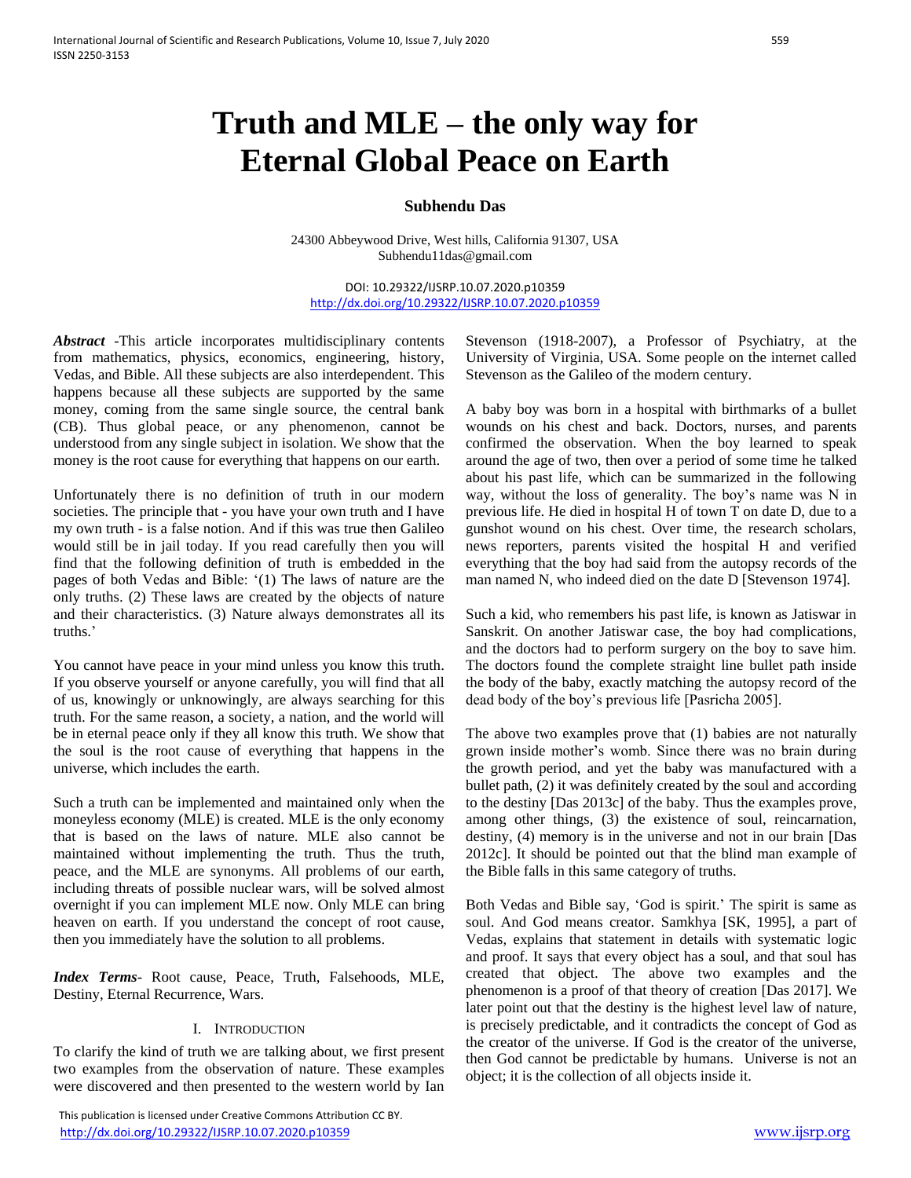# Truth and MLE – the only way for Eternal Global Peace on Earth

**Subhendu Das**

24300 Abbeywood Drive, West hills, California 91307, USA
Subhendu11das@gmail.com

DOI: 10.29322/IJSRP.10.07.2020.p10359
http://dx.doi.org/10.29322/IJSRP.10.07.2020.p10359

***Abstract*** -This article incorporates multidisciplinary contents from mathematics, physics, economics, engineering, history, Vedas, and Bible. All these subjects are also interdependent. This happens because all these subjects are supported by the same money, coming from the same single source, the central bank (CB). Thus global peace, or any phenomenon, cannot be understood from any single subject in isolation. We show that the money is the root cause for everything that happens on our earth.

Unfortunately there is no definition of truth in our modern societies. The principle that - you have your own truth and I have my own truth - is a false notion. And if this was true then Galileo would still be in jail today. If you read carefully then you will find that the following definition of truth is embedded in the pages of both Vedas and Bible: '(1) The laws of nature are the only truths. (2) These laws are created by the objects of nature and their characteristics. (3) Nature always demonstrates all its truths.'

You cannot have peace in your mind unless you know this truth. If you observe yourself or anyone carefully, you will find that all of us, knowingly or unknowingly, are always searching for this truth. For the same reason, a society, a nation, and the world will be in eternal peace only if they all know this truth. We show that the soul is the root cause of everything that happens in the universe, which includes the earth.

Such a truth can be implemented and maintained only when the moneyless economy (MLE) is created. MLE is the only economy that is based on the laws of nature. MLE also cannot be maintained without implementing the truth. Thus the truth, peace, and the MLE are synonyms. All problems of our earth, including threats of possible nuclear wars, will be solved almost overnight if you can implement MLE now. Only MLE can bring heaven on earth. If you understand the concept of root cause, then you immediately have the solution to all problems.

***Index Terms***- Root cause, Peace, Truth, Falsehoods, MLE, Destiny, Eternal Recurrence, Wars.

## I. Introduction

To clarify the kind of truth we are talking about, we first present two examples from the observation of nature. These examples were discovered and then presented to the western world by Ian Stevenson (1918-2007), a Professor of Psychiatry, at the University of Virginia, USA. Some people on the internet called Stevenson as the Galileo of the modern century.

A baby boy was born in a hospital with birthmarks of a bullet wounds on his chest and back. Doctors, nurses, and parents confirmed the observation. When the boy learned to speak around the age of two, then over a period of some time he talked about his past life, which can be summarized in the following way, without the loss of generality. The boy's name was N in previous life. He died in hospital H of town T on date D, due to a gunshot wound on his chest. Over time, the research scholars, news reporters, parents visited the hospital H and verified everything that the boy had said from the autopsy records of the man named N, who indeed died on the date D [Stevenson 1974].

Such a kid, who remembers his past life, is known as Jatiswar in Sanskrit. On another Jatiswar case, the boy had complications, and the doctors had to perform surgery on the boy to save him. The doctors found the complete straight line bullet path inside the body of the baby, exactly matching the autopsy record of the dead body of the boy's previous life [Pasricha 2005].

The above two examples prove that (1) babies are not naturally grown inside mother's womb. Since there was no brain during the growth period, and yet the baby was manufactured with a bullet path, (2) it was definitely created by the soul and according to the destiny [Das 2013c] of the baby. Thus the examples prove, among other things, (3) the existence of soul, reincarnation, destiny, (4) memory is in the universe and not in our brain [Das 2012c]. It should be pointed out that the blind man example of the Bible falls in this same category of truths.

Both Vedas and Bible say, 'God is spirit.' The spirit is same as soul. And God means creator. Samkhya [SK, 1995], a part of Vedas, explains that statement in details with systematic logic and proof. It says that every object has a soul, and that soul has created that object. The above two examples and the phenomenon is a proof of that theory of creation [Das 2017]. We later point out that the destiny is the highest level law of nature, is precisely predictable, and it contradicts the concept of God as the creator of the universe. If God is the creator of the universe, then God cannot be predictable by humans. Universe is not an object; it is the collection of all objects inside it.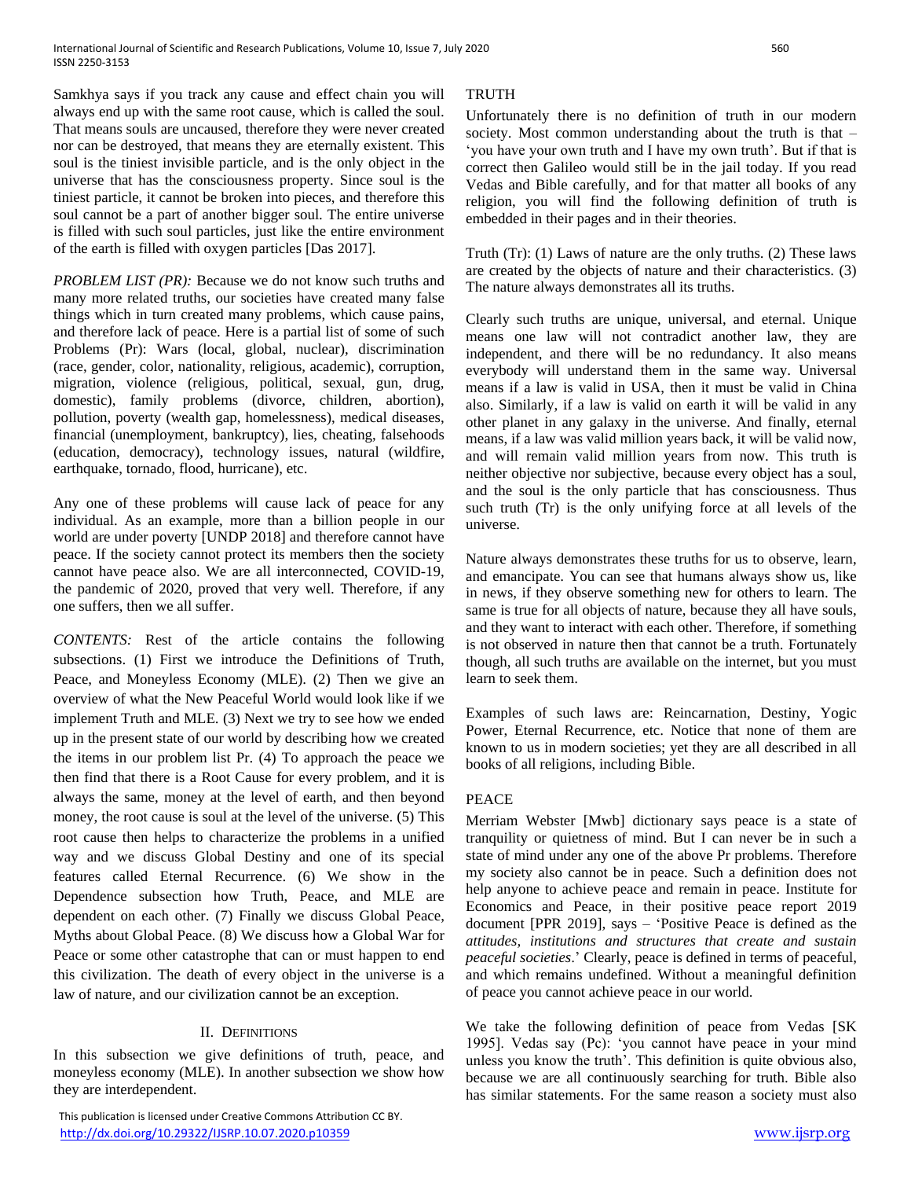Samkhya says if you track any cause and effect chain you will always end up with the same root cause, which is called the soul. That means souls are uncaused, therefore they were never created nor can be destroyed, that means they are eternally existent. This soul is the tiniest invisible particle, and is the only object in the universe that has the consciousness property. Since soul is the tiniest particle, it cannot be broken into pieces, and therefore this soul cannot be a part of another bigger soul. The entire universe is filled with such soul particles, just like the entire environment of the earth is filled with oxygen particles [Das 2017].

*PROBLEM LIST (PR):* Because we do not know such truths and many more related truths, our societies have created many false things which in turn created many problems, which cause pains, and therefore lack of peace. Here is a partial list of some of such Problems (Pr): Wars (local, global, nuclear), discrimination (race, gender, color, nationality, religious, academic), corruption, migration, violence (religious, political, sexual, gun, drug, domestic), family problems (divorce, children, abortion), pollution, poverty (wealth gap, homelessness), medical diseases, financial (unemployment, bankruptcy), lies, cheating, falsehoods (education, democracy), technology issues, natural (wildfire, earthquake, tornado, flood, hurricane), etc.

Any one of these problems will cause lack of peace for any individual. As an example, more than a billion people in our world are under poverty [UNDP 2018] and therefore cannot have peace. If the society cannot protect its members then the society cannot have peace also. We are all interconnected, COVID-19, the pandemic of 2020, proved that very well. Therefore, if any one suffers, then we all suffer.

*CONTENTS:* Rest of the article contains the following subsections. (1) First we introduce the Definitions of Truth, Peace, and Moneyless Economy (MLE). (2) Then we give an overview of what the New Peaceful World would look like if we implement Truth and MLE. (3) Next we try to see how we ended up in the present state of our world by describing how we created the items in our problem list Pr. (4) To approach the peace we then find that there is a Root Cause for every problem, and it is always the same, money at the level of earth, and then beyond money, the root cause is soul at the level of the universe. (5) This root cause then helps to characterize the problems in a unified way and we discuss Global Destiny and one of its special features called Eternal Recurrence. (6) We show in the Dependence subsection how Truth, Peace, and MLE are dependent on each other. (7) Finally we discuss Global Peace, Myths about Global Peace. (8) We discuss how a Global War for Peace or some other catastrophe that can or must happen to end this civilization. The death of every object in the universe is a law of nature, and our civilization cannot be an exception.

## II. Definitions

In this subsection we give definitions of truth, peace, and moneyless economy (MLE). In another subsection we show how they are interdependent.

### TRUTH

Unfortunately there is no definition of truth in our modern society. Most common understanding about the truth is that – 'you have your own truth and I have my own truth'. But if that is correct then Galileo would still be in the jail today. If you read Vedas and Bible carefully, and for that matter all books of any religion, you will find the following definition of truth is embedded in their pages and in their theories.

Truth (Tr): (1) Laws of nature are the only truths. (2) These laws are created by the objects of nature and their characteristics. (3) The nature always demonstrates all its truths.

Clearly such truths are unique, universal, and eternal. Unique means one law will not contradict another law, they are independent, and there will be no redundancy. It also means everybody will understand them in the same way. Universal means if a law is valid in USA, then it must be valid in China also. Similarly, if a law is valid on earth it will be valid in any other planet in any galaxy in the universe. And finally, eternal means, if a law was valid million years back, it will be valid now, and will remain valid million years from now. This truth is neither objective nor subjective, because every object has a soul, and the soul is the only particle that has consciousness. Thus such truth (Tr) is the only unifying force at all levels of the universe.

Nature always demonstrates these truths for us to observe, learn, and emancipate. You can see that humans always show us, like in news, if they observe something new for others to learn. The same is true for all objects of nature, because they all have souls, and they want to interact with each other. Therefore, if something is not observed in nature then that cannot be a truth. Fortunately though, all such truths are available on the internet, but you must learn to seek them.

Examples of such laws are: Reincarnation, Destiny, Yogic Power, Eternal Recurrence, etc. Notice that none of them are known to us in modern societies; yet they are all described in all books of all religions, including Bible.

### PEACE

Merriam Webster [Mwb] dictionary says peace is a state of tranquility or quietness of mind. But I can never be in such a state of mind under any one of the above Pr problems. Therefore my society also cannot be in peace. Such a definition does not help anyone to achieve peace and remain in peace. Institute for Economics and Peace, in their positive peace report 2019 document [PPR 2019], says – 'Positive Peace is defined as the *attitudes, institutions and structures that create and sustain peaceful societies*.' Clearly, peace is defined in terms of peaceful, and which remains undefined. Without a meaningful definition of peace you cannot achieve peace in our world.

We take the following definition of peace from Vedas [SK 1995]. Vedas say (Pc): 'you cannot have peace in your mind unless you know the truth'. This definition is quite obvious also, because we are all continuously searching for truth. Bible also has similar statements. For the same reason a society must also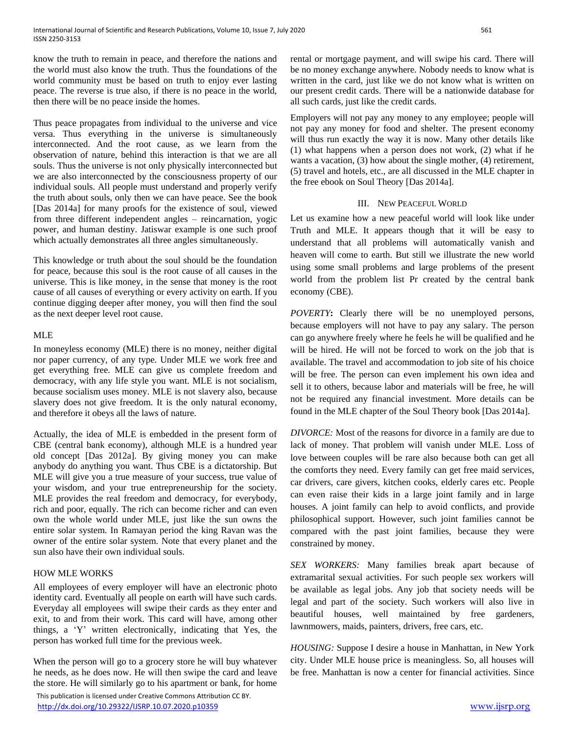know the truth to remain in peace, and therefore the nations and the world must also know the truth. Thus the foundations of the world community must be based on truth to enjoy ever lasting peace. The reverse is true also, if there is no peace in the world, then there will be no peace inside the homes.

Thus peace propagates from individual to the universe and vice versa. Thus everything in the universe is simultaneously interconnected. And the root cause, as we learn from the observation of nature, behind this interaction is that we are all souls. Thus the universe is not only physically interconnected but we are also interconnected by the consciousness property of our individual souls. All people must understand and properly verify the truth about souls, only then we can have peace. See the book [Das 2014a] for many proofs for the existence of soul, viewed from three different independent angles – reincarnation, yogic power, and human destiny. Jatiswar example is one such proof which actually demonstrates all three angles simultaneously.

This knowledge or truth about the soul should be the foundation for peace, because this soul is the root cause of all causes in the universe. This is like money, in the sense that money is the root cause of all causes of everything or every activity on earth. If you continue digging deeper after money, you will then find the soul as the next deeper level root cause.

## MLE

In moneyless economy (MLE) there is no money, neither digital nor paper currency, of any type. Under MLE we work free and get everything free. MLE can give us complete freedom and democracy, with any life style you want. MLE is not socialism, because socialism uses money. MLE is not slavery also, because slavery does not give freedom. It is the only natural economy, and therefore it obeys all the laws of nature.

Actually, the idea of MLE is embedded in the present form of CBE (central bank economy), although MLE is a hundred year old concept [Das 2012a]. By giving money you can make anybody do anything you want. Thus CBE is a dictatorship. But MLE will give you a true measure of your success, true value of your wisdom, and your true entrepreneurship for the society. MLE provides the real freedom and democracy, for everybody, rich and poor, equally. The rich can become richer and can even own the whole world under MLE, just like the sun owns the entire solar system. In Ramayan period the king Ravan was the owner of the entire solar system. Note that every planet and the sun also have their own individual souls.

## HOW MLE WORKS

All employees of every employer will have an electronic photo identity card. Eventually all people on earth will have such cards. Everyday all employees will swipe their cards as they enter and exit, to and from their work. This card will have, among other things, a 'Y' written electronically, indicating that Yes, the person has worked full time for the previous week.

When the person will go to a grocery store he will buy whatever he needs, as he does now. He will then swipe the card and leave the store. He will similarly go to his apartment or bank, for home rental or mortgage payment, and will swipe his card. There will be no money exchange anywhere. Nobody needs to know what is written in the card, just like we do not know what is written on our present credit cards. There will be a nationwide database for all such cards, just like the credit cards.

Employers will not pay any money to any employee; people will not pay any money for food and shelter. The present economy will thus run exactly the way it is now. Many other details like (1) what happens when a person does not work, (2) what if he wants a vacation, (3) how about the single mother, (4) retirement, (5) travel and hotels, etc., are all discussed in the MLE chapter in the free ebook on Soul Theory [Das 2014a].

## III. New Peaceful World

Let us examine how a new peaceful world will look like under Truth and MLE. It appears though that it will be easy to understand that all problems will automatically vanish and heaven will come to earth. But still we illustrate the new world using some small problems and large problems of the present world from the problem list Pr created by the central bank economy (CBE).

*POVERTY***:** Clearly there will be no unemployed persons, because employers will not have to pay any salary. The person can go anywhere freely where he feels he will be qualified and he will be hired. He will not be forced to work on the job that is available. The travel and accommodation to job site of his choice will be free. The person can even implement his own idea and sell it to others, because labor and materials will be free, he will not be required any financial investment. More details can be found in the MLE chapter of the Soul Theory book [Das 2014a].

*DIVORCE:* Most of the reasons for divorce in a family are due to lack of money. That problem will vanish under MLE. Loss of love between couples will be rare also because both can get all the comforts they need. Every family can get free maid services, car drivers, care givers, kitchen cooks, elderly cares etc. People can even raise their kids in a large joint family and in large houses. A joint family can help to avoid conflicts, and provide philosophical support. However, such joint families cannot be compared with the past joint families, because they were constrained by money.

*SEX WORKERS:* Many families break apart because of extramarital sexual activities. For such people sex workers will be available as legal jobs. Any job that society needs will be legal and part of the society. Such workers will also live in beautiful houses, well maintained by free gardeners, lawnmowers, maids, painters, drivers, free cars, etc.

*HOUSING:* Suppose I desire a house in Manhattan, in New York city. Under MLE house price is meaningless. So, all houses will be free. Manhattan is now a center for financial activities. Since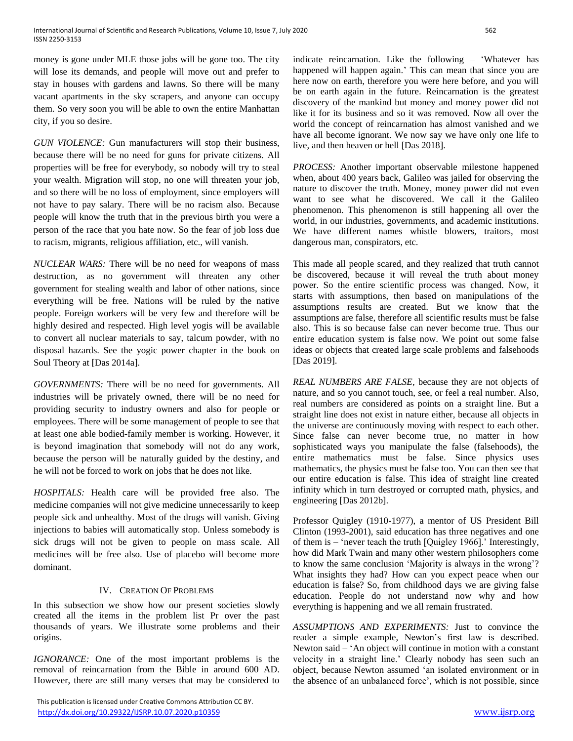money is gone under MLE those jobs will be gone too. The city will lose its demands, and people will move out and prefer to stay in houses with gardens and lawns. So there will be many vacant apartments in the sky scrapers, and anyone can occupy them. So very soon you will be able to own the entire Manhattan city, if you so desire.

*GUN VIOLENCE:* Gun manufacturers will stop their business, because there will be no need for guns for private citizens. All properties will be free for everybody, so nobody will try to steal your wealth. Migration will stop, no one will threaten your job, and so there will be no loss of employment, since employers will not have to pay salary. There will be no racism also. Because people will know the truth that in the previous birth you were a person of the race that you hate now. So the fear of job loss due to racism, migrants, religious affiliation, etc., will vanish.

*NUCLEAR WARS:* There will be no need for weapons of mass destruction, as no government will threaten any other government for stealing wealth and labor of other nations, since everything will be free. Nations will be ruled by the native people. Foreign workers will be very few and therefore will be highly desired and respected. High level yogis will be available to convert all nuclear materials to say, talcum powder, with no disposal hazards. See the yogic power chapter in the book on Soul Theory at [Das 2014a].

*GOVERNMENTS:* There will be no need for governments. All industries will be privately owned, there will be no need for providing security to industry owners and also for people or employees. There will be some management of people to see that at least one able bodied-family member is working. However, it is beyond imagination that somebody will not do any work, because the person will be naturally guided by the destiny, and he will not be forced to work on jobs that he does not like.

*HOSPITALS:* Health care will be provided free also. The medicine companies will not give medicine unnecessarily to keep people sick and unhealthy. Most of the drugs will vanish. Giving injections to babies will automatically stop. Unless somebody is sick drugs will not be given to people on mass scale. All medicines will be free also. Use of placebo will become more dominant.

## IV. Creation Of Problems

In this subsection we show how our present societies slowly created all the items in the problem list Pr over the past thousands of years. We illustrate some problems and their origins.

*IGNORANCE:* One of the most important problems is the removal of reincarnation from the Bible in around 600 AD. However, there are still many verses that may be considered to indicate reincarnation. Like the following – 'Whatever has happened will happen again.' This can mean that since you are here now on earth, therefore you were here before, and you will be on earth again in the future. Reincarnation is the greatest discovery of the mankind but money and money power did not like it for its business and so it was removed. Now all over the world the concept of reincarnation has almost vanished and we have all become ignorant. We now say we have only one life to live, and then heaven or hell [Das 2018].

*PROCESS:* Another important observable milestone happened when, about 400 years back, Galileo was jailed for observing the nature to discover the truth. Money, money power did not even want to see what he discovered. We call it the Galileo phenomenon. This phenomenon is still happening all over the world, in our industries, governments, and academic institutions. We have different names whistle blowers, traitors, most dangerous man, conspirators, etc.

This made all people scared, and they realized that truth cannot be discovered, because it will reveal the truth about money power. So the entire scientific process was changed. Now, it starts with assumptions, then based on manipulations of the assumptions results are created. But we know that the assumptions are false, therefore all scientific results must be false also. This is so because false can never become true. Thus our entire education system is false now. We point out some false ideas or objects that created large scale problems and falsehoods [Das 2019].

*REAL NUMBERS ARE FALSE*, because they are not objects of nature, and so you cannot touch, see, or feel a real number. Also, real numbers are considered as points on a straight line. But a straight line does not exist in nature either, because all objects in the universe are continuously moving with respect to each other. Since false can never become true, no matter in how sophisticated ways you manipulate the false (falsehoods), the entire mathematics must be false. Since physics uses mathematics, the physics must be false too. You can then see that our entire education is false. This idea of straight line created infinity which in turn destroyed or corrupted math, physics, and engineering [Das 2012b].

Professor Quigley (1910-1977), a mentor of US President Bill Clinton (1993-2001), said education has three negatives and one of them is – 'never teach the truth [Quigley 1966].' Interestingly, how did Mark Twain and many other western philosophers come to know the same conclusion 'Majority is always in the wrong'? What insights they had? How can you expect peace when our education is false? So, from childhood days we are giving false education. People do not understand now why and how everything is happening and we all remain frustrated.

*ASSUMPTIONS AND EXPERIMENTS:* Just to convince the reader a simple example, Newton's first law is described. Newton said – 'An object will continue in motion with a constant velocity in a straight line.' Clearly nobody has seen such an object, because Newton assumed 'an isolated environment or in the absence of an unbalanced force', which is not possible, since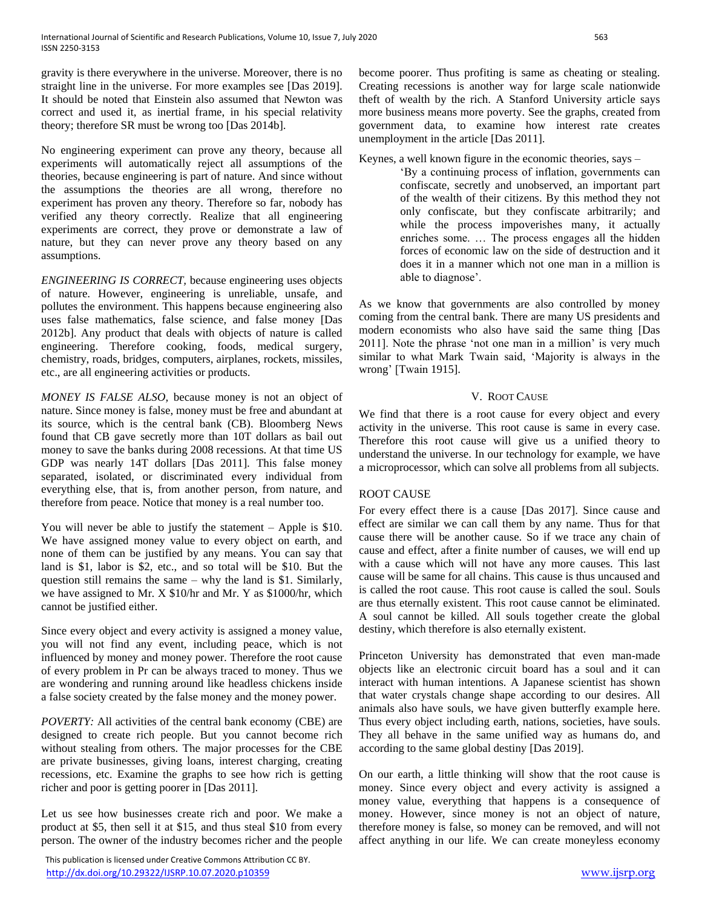gravity is there everywhere in the universe. Moreover, there is no straight line in the universe. For more examples see [Das 2019]. It should be noted that Einstein also assumed that Newton was correct and used it, as inertial frame, in his special relativity theory; therefore SR must be wrong too [Das 2014b].

No engineering experiment can prove any theory, because all experiments will automatically reject all assumptions of the theories, because engineering is part of nature. And since without the assumptions the theories are all wrong, therefore no experiment has proven any theory. Therefore so far, nobody has verified any theory correctly. Realize that all engineering experiments are correct, they prove or demonstrate a law of nature, but they can never prove any theory based on any assumptions.

*ENGINEERING IS CORRECT,* because engineering uses objects of nature. However, engineering is unreliable, unsafe, and pollutes the environment. This happens because engineering also uses false mathematics, false science, and false money [Das 2012b]. Any product that deals with objects of nature is called engineering. Therefore cooking, foods, medical surgery, chemistry, roads, bridges, computers, airplanes, rockets, missiles, etc., are all engineering activities or products.

*MONEY IS FALSE ALSO,* because money is not an object of nature. Since money is false, money must be free and abundant at its source, which is the central bank (CB). Bloomberg News found that CB gave secretly more than 10T dollars as bail out money to save the banks during 2008 recessions. At that time US GDP was nearly 14T dollars [Das 2011]. This false money separated, isolated, or discriminated every individual from everything else, that is, from another person, from nature, and therefore from peace. Notice that money is a real number too.

You will never be able to justify the statement – Apple is \$10. We have assigned money value to every object on earth, and none of them can be justified by any means. You can say that land is \$1, labor is \$2, etc., and so total will be \$10. But the question still remains the same – why the land is \$1. Similarly, we have assigned to Mr. X \$10/hr and Mr. Y as \$1000/hr, which cannot be justified either.

Since every object and every activity is assigned a money value, you will not find any event, including peace, which is not influenced by money and money power. Therefore the root cause of every problem in Pr can be always traced to money. Thus we are wondering and running around like headless chickens inside a false society created by the false money and the money power.

*POVERTY:* All activities of the central bank economy (CBE) are designed to create rich people. But you cannot become rich without stealing from others. The major processes for the CBE are private businesses, giving loans, interest charging, creating recessions, etc. Examine the graphs to see how rich is getting richer and poor is getting poorer in [Das 2011].

Let us see how businesses create rich and poor. We make a product at \$5, then sell it at \$15, and thus steal \$10 from every person. The owner of the industry becomes richer and the people become poorer. Thus profiting is same as cheating or stealing. Creating recessions is another way for large scale nationwide theft of wealth by the rich. A Stanford University article says more business means more poverty. See the graphs, created from government data, to examine how interest rate creates unemployment in the article [Das 2011].

Keynes, a well known figure in the economic theories, says –

> 'By a continuing process of inflation, governments can confiscate, secretly and unobserved, an important part of the wealth of their citizens. By this method they not only confiscate, but they confiscate arbitrarily; and while the process impoverishes many, it actually enriches some. … The process engages all the hidden forces of economic law on the side of destruction and it does it in a manner which not one man in a million is able to diagnose'.

As we know that governments are also controlled by money coming from the central bank. There are many US presidents and modern economists who also have said the same thing [Das 2011]. Note the phrase 'not one man in a million' is very much similar to what Mark Twain said, 'Majority is always in the wrong' [Twain 1915].

## V. Root Cause

We find that there is a root cause for every object and every activity in the universe. This root cause is same in every case. Therefore this root cause will give us a unified theory to understand the universe. In our technology for example, we have a microprocessor, which can solve all problems from all subjects.

### ROOT CAUSE

For every effect there is a cause [Das 2017]. Since cause and effect are similar we can call them by any name. Thus for that cause there will be another cause. So if we trace any chain of cause and effect, after a finite number of causes, we will end up with a cause which will not have any more causes. This last cause will be same for all chains. This cause is thus uncaused and is called the root cause. This root cause is called the soul. Souls are thus eternally existent. This root cause cannot be eliminated. A soul cannot be killed. All souls together create the global destiny, which therefore is also eternally existent.

Princeton University has demonstrated that even man-made objects like an electronic circuit board has a soul and it can interact with human intentions. A Japanese scientist has shown that water crystals change shape according to our desires. All animals also have souls, we have given butterfly example here. Thus every object including earth, nations, societies, have souls. They all behave in the same unified way as humans do, and according to the same global destiny [Das 2019].

On our earth, a little thinking will show that the root cause is money. Since every object and every activity is assigned a money value, everything that happens is a consequence of money. However, since money is not an object of nature, therefore money is false, so money can be removed, and will not affect anything in our life. We can create moneyless economy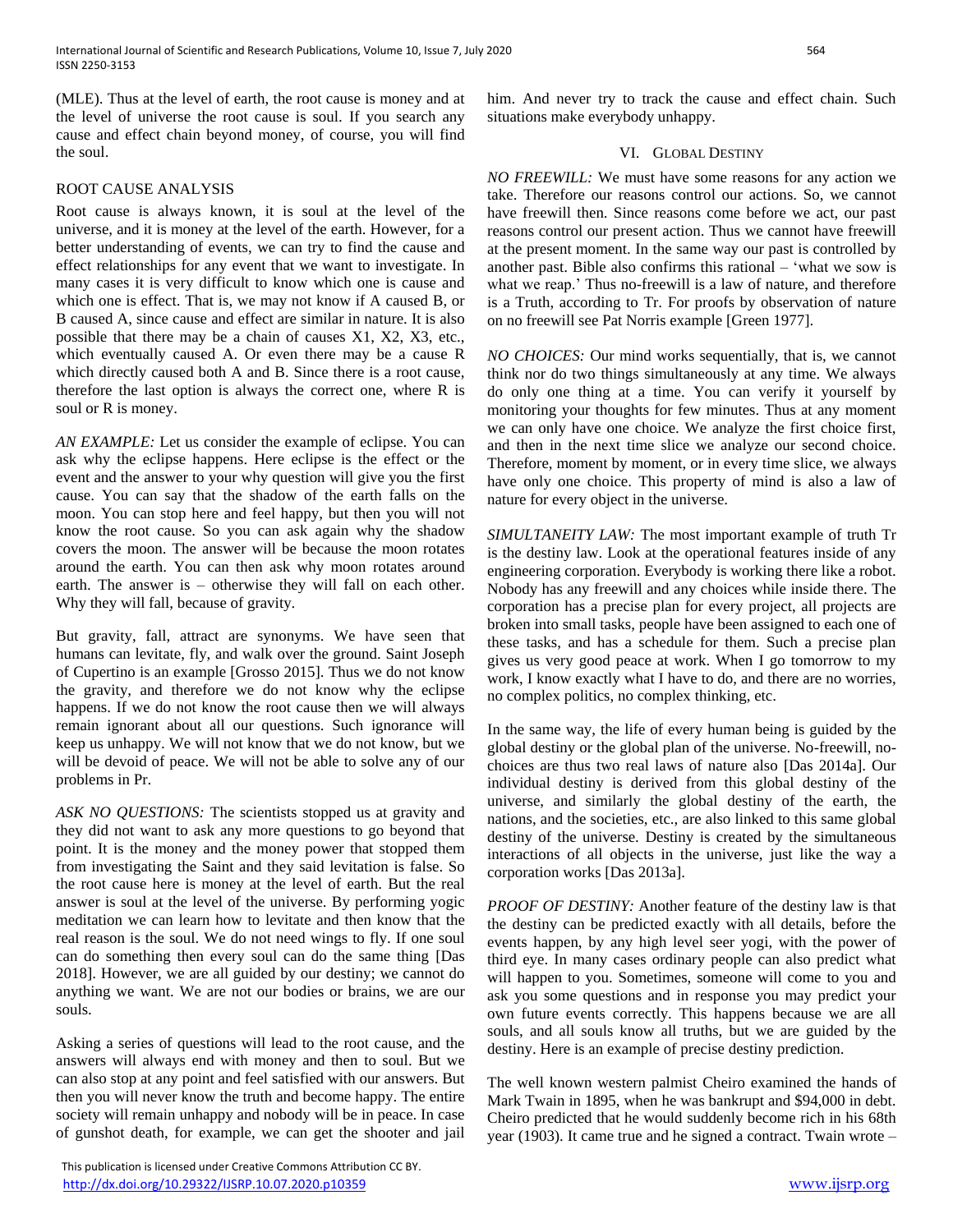(MLE). Thus at the level of earth, the root cause is money and at the level of universe the root cause is soul. If you search any cause and effect chain beyond money, of course, you will find the soul.

ROOT CAUSE ANALYSIS

Root cause is always known, it is soul at the level of the universe, and it is money at the level of the earth. However, for a better understanding of events, we can try to find the cause and effect relationships for any event that we want to investigate. In many cases it is very difficult to know which one is cause and which one is effect. That is, we may not know if A caused B, or B caused A, since cause and effect are similar in nature. It is also possible that there may be a chain of causes X1, X2, X3, etc., which eventually caused A. Or even there may be a cause R which directly caused both A and B. Since there is a root cause, therefore the last option is always the correct one, where R is soul or R is money.

*AN EXAMPLE:* Let us consider the example of eclipse. You can ask why the eclipse happens. Here eclipse is the effect or the event and the answer to your why question will give you the first cause. You can say that the shadow of the earth falls on the moon. You can stop here and feel happy, but then you will not know the root cause. So you can ask again why the shadow covers the moon. The answer will be because the moon rotates around the earth. You can then ask why moon rotates around earth. The answer is – otherwise they will fall on each other. Why they will fall, because of gravity.

But gravity, fall, attract are synonyms. We have seen that humans can levitate, fly, and walk over the ground. Saint Joseph of Cupertino is an example [Grosso 2015]. Thus we do not know the gravity, and therefore we do not know why the eclipse happens. If we do not know the root cause then we will always remain ignorant about all our questions. Such ignorance will keep us unhappy. We will not know that we do not know, but we will be devoid of peace. We will not be able to solve any of our problems in Pr.

*ASK NO QUESTIONS:* The scientists stopped us at gravity and they did not want to ask any more questions to go beyond that point. It is the money and the money power that stopped them from investigating the Saint and they said levitation is false. So the root cause here is money at the level of earth. But the real answer is soul at the level of the universe. By performing yogic meditation we can learn how to levitate and then know that the real reason is the soul. We do not need wings to fly. If one soul can do something then every soul can do the same thing [Das 2018]. However, we are all guided by our destiny; we cannot do anything we want. We are not our bodies or brains, we are our souls.

Asking a series of questions will lead to the root cause, and the answers will always end with money and then to soul. But we can also stop at any point and feel satisfied with our answers. But then you will never know the truth and become happy. The entire society will remain unhappy and nobody will be in peace. In case of gunshot death, for example, we can get the shooter and jail him. And never try to track the cause and effect chain. Such situations make everybody unhappy.

## VI. Global Destiny

*NO FREEWILL:* We must have some reasons for any action we take. Therefore our reasons control our actions. So, we cannot have freewill then. Since reasons come before we act, our past reasons control our present action. Thus we cannot have freewill at the present moment. In the same way our past is controlled by another past. Bible also confirms this rational – 'what we sow is what we reap.' Thus no-freewill is a law of nature, and therefore is a Truth, according to Tr. For proofs by observation of nature on no freewill see Pat Norris example [Green 1977].

*NO CHOICES:* Our mind works sequentially, that is, we cannot think nor do two things simultaneously at any time. We always do only one thing at a time. You can verify it yourself by monitoring your thoughts for few minutes. Thus at any moment we can only have one choice. We analyze the first choice first, and then in the next time slice we analyze our second choice. Therefore, moment by moment, or in every time slice, we always have only one choice. This property of mind is also a law of nature for every object in the universe.

*SIMULTANEITY LAW:* The most important example of truth Tr is the destiny law. Look at the operational features inside of any engineering corporation. Everybody is working there like a robot. Nobody has any freewill and any choices while inside there. The corporation has a precise plan for every project, all projects are broken into small tasks, people have been assigned to each one of these tasks, and has a schedule for them. Such a precise plan gives us very good peace at work. When I go tomorrow to my work, I know exactly what I have to do, and there are no worries, no complex politics, no complex thinking, etc.

In the same way, the life of every human being is guided by the global destiny or the global plan of the universe. No-freewill, no-choices are thus two real laws of nature also [Das 2014a]. Our individual destiny is derived from this global destiny of the universe, and similarly the global destiny of the earth, the nations, and the societies, etc., are also linked to this same global destiny of the universe. Destiny is created by the simultaneous interactions of all objects in the universe, just like the way a corporation works [Das 2013a].

*PROOF OF DESTINY:* Another feature of the destiny law is that the destiny can be predicted exactly with all details, before the events happen, by any high level seer yogi, with the power of third eye. In many cases ordinary people can also predict what will happen to you. Sometimes, someone will come to you and ask you some questions and in response you may predict your own future events correctly. This happens because we are all souls, and all souls know all truths, but we are guided by the destiny. Here is an example of precise destiny prediction.

The well known western palmist Cheiro examined the hands of Mark Twain in 1895, when he was bankrupt and $94,000 in debt. Cheiro predicted that he would suddenly become rich in his 68th year (1903). It came true and he signed a contract. Twain wrote –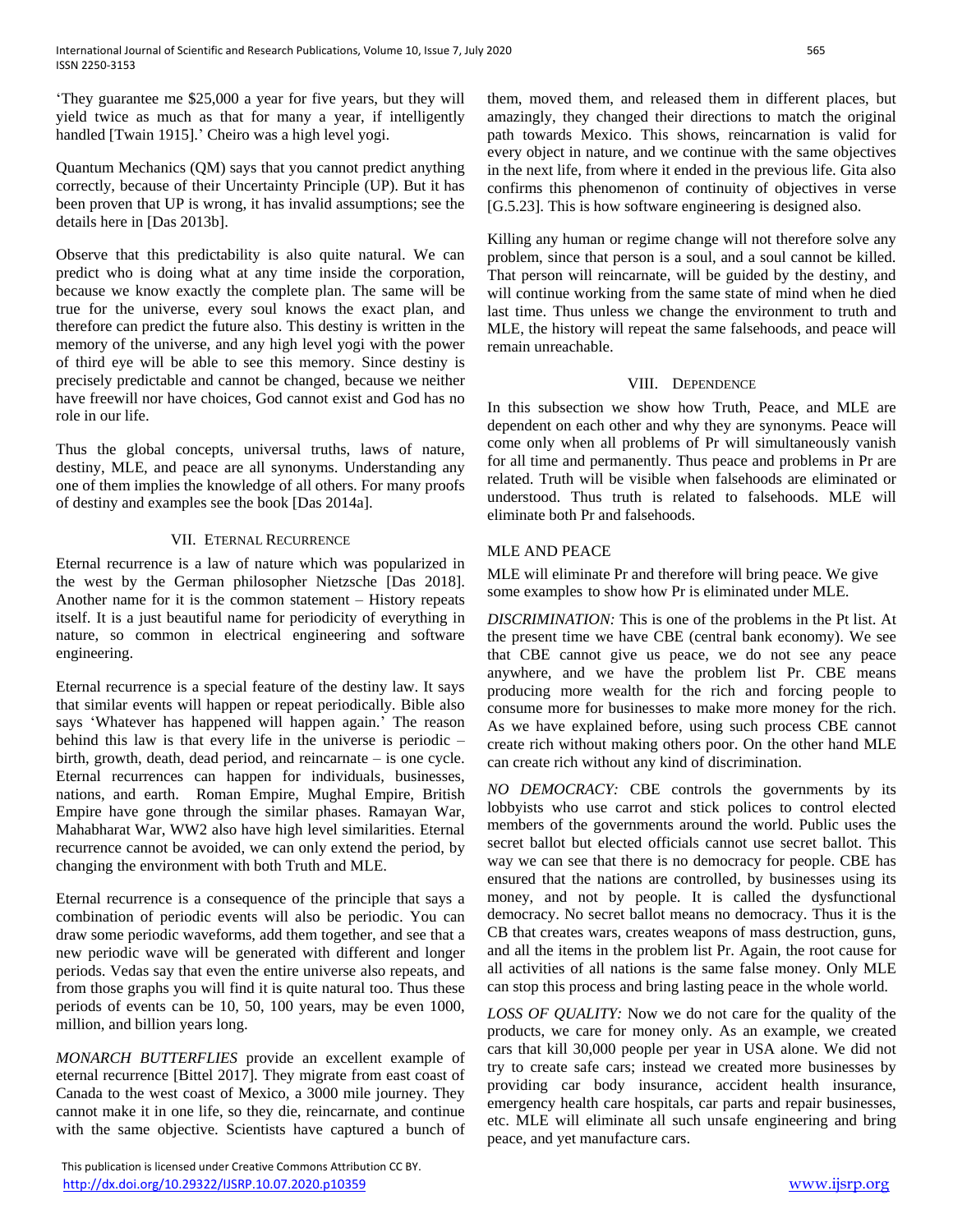'They guarantee me $25,000 a year for five years, but they will yield twice as much as that for many a year, if intelligently handled [Twain 1915].' Cheiro was a high level yogi.

Quantum Mechanics (QM) says that you cannot predict anything correctly, because of their Uncertainty Principle (UP). But it has been proven that UP is wrong, it has invalid assumptions; see the details here in [Das 2013b].

Observe that this predictability is also quite natural. We can predict who is doing what at any time inside the corporation, because we know exactly the complete plan. The same will be true for the universe, every soul knows the exact plan, and therefore can predict the future also. This destiny is written in the memory of the universe, and any high level yogi with the power of third eye will be able to see this memory. Since destiny is precisely predictable and cannot be changed, because we neither have freewill nor have choices, God cannot exist and God has no role in our life.

Thus the global concepts, universal truths, laws of nature, destiny, MLE, and peace are all synonyms. Understanding any one of them implies the knowledge of all others. For many proofs of destiny and examples see the book [Das 2014a].

## VII. Eternal Recurrence

Eternal recurrence is a law of nature which was popularized in the west by the German philosopher Nietzsche [Das 2018]. Another name for it is the common statement – History repeats itself. It is a just beautiful name for periodicity of everything in nature, so common in electrical engineering and software engineering.

Eternal recurrence is a special feature of the destiny law. It says that similar events will happen or repeat periodically. Bible also says 'Whatever has happened will happen again.' The reason behind this law is that every life in the universe is periodic – birth, growth, death, dead period, and reincarnate – is one cycle. Eternal recurrences can happen for individuals, businesses, nations, and earth. Roman Empire, Mughal Empire, British Empire have gone through the similar phases. Ramayan War, Mahabharat War, WW2 also have high level similarities. Eternal recurrence cannot be avoided, we can only extend the period, by changing the environment with both Truth and MLE.

Eternal recurrence is a consequence of the principle that says a combination of periodic events will also be periodic. You can draw some periodic waveforms, add them together, and see that a new periodic wave will be generated with different and longer periods. Vedas say that even the entire universe also repeats, and from those graphs you will find it is quite natural too. Thus these periods of events can be 10, 50, 100 years, may be even 1000, million, and billion years long.

*MONARCH BUTTERFLIES* provide an excellent example of eternal recurrence [Bittel 2017]. They migrate from east coast of Canada to the west coast of Mexico, a 3000 mile journey. They cannot make it in one life, so they die, reincarnate, and continue with the same objective. Scientists have captured a bunch of them, moved them, and released them in different places, but amazingly, they changed their directions to match the original path towards Mexico. This shows, reincarnation is valid for every object in nature, and we continue with the same objectives in the next life, from where it ended in the previous life. Gita also confirms this phenomenon of continuity of objectives in verse [G.5.23]. This is how software engineering is designed also.

Killing any human or regime change will not therefore solve any problem, since that person is a soul, and a soul cannot be killed. That person will reincarnate, will be guided by the destiny, and will continue working from the same state of mind when he died last time. Thus unless we change the environment to truth and MLE, the history will repeat the same falsehoods, and peace will remain unreachable.

## VIII. Dependence

In this subsection we show how Truth, Peace, and MLE are dependent on each other and why they are synonyms. Peace will come only when all problems of Pr will simultaneously vanish for all time and permanently. Thus peace and problems in Pr are related. Truth will be visible when falsehoods are eliminated or understood. Thus truth is related to falsehoods. MLE will eliminate both Pr and falsehoods.

### MLE and Peace

MLE will eliminate Pr and therefore will bring peace. We give some examples to show how Pr is eliminated under MLE.

*DISCRIMINATION:* This is one of the problems in the Pt list. At the present time we have CBE (central bank economy). We see that CBE cannot give us peace, we do not see any peace anywhere, and we have the problem list Pr. CBE means producing more wealth for the rich and forcing people to consume more for businesses to make more money for the rich. As we have explained before, using such process CBE cannot create rich without making others poor. On the other hand MLE can create rich without any kind of discrimination.

*NO DEMOCRACY:* CBE controls the governments by its lobbyists who use carrot and stick polices to control elected members of the governments around the world. Public uses the secret ballot but elected officials cannot use secret ballot. This way we can see that there is no democracy for people. CBE has ensured that the nations are controlled, by businesses using its money, and not by people. It is called the dysfunctional democracy. No secret ballot means no democracy. Thus it is the CB that creates wars, creates weapons of mass destruction, guns, and all the items in the problem list Pr. Again, the root cause for all activities of all nations is the same false money. Only MLE can stop this process and bring lasting peace in the whole world.

*LOSS OF QUALITY:* Now we do not care for the quality of the products, we care for money only. As an example, we created cars that kill 30,000 people per year in USA alone. We did not try to create safe cars; instead we created more businesses by providing car body insurance, accident health insurance, emergency health care hospitals, car parts and repair businesses, etc. MLE will eliminate all such unsafe engineering and bring peace, and yet manufacture cars.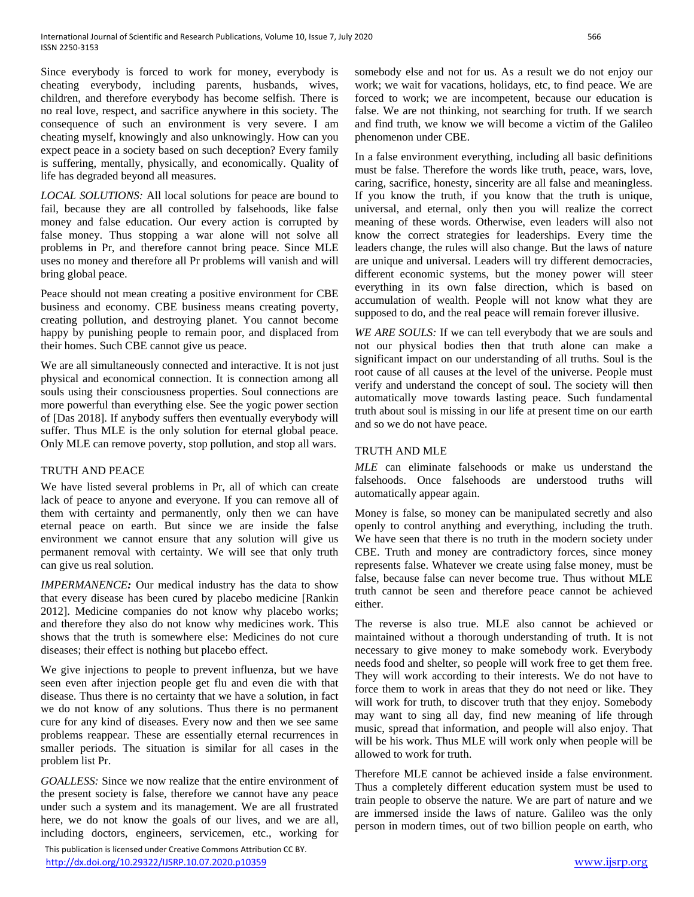Since everybody is forced to work for money, everybody is cheating everybody, including parents, husbands, wives, children, and therefore everybody has become selfish. There is no real love, respect, and sacrifice anywhere in this society. The consequence of such an environment is very severe. I am cheating myself, knowingly and also unknowingly. How can you expect peace in a society based on such deception? Every family is suffering, mentally, physically, and economically. Quality of life has degraded beyond all measures.

*LOCAL SOLUTIONS:* All local solutions for peace are bound to fail, because they are all controlled by falsehoods, like false money and false education. Our every action is corrupted by false money. Thus stopping a war alone will not solve all problems in Pr, and therefore cannot bring peace. Since MLE uses no money and therefore all Pr problems will vanish and will bring global peace.

Peace should not mean creating a positive environment for CBE business and economy. CBE business means creating poverty, creating pollution, and destroying planet. You cannot become happy by punishing people to remain poor, and displaced from their homes. Such CBE cannot give us peace.

We are all simultaneously connected and interactive. It is not just physical and economical connection. It is connection among all souls using their consciousness properties. Soul connections are more powerful than everything else. See the yogic power section of [Das 2018]. If anybody suffers then eventually everybody will suffer. Thus MLE is the only solution for eternal global peace. Only MLE can remove poverty, stop pollution, and stop all wars.

## TRUTH AND PEACE

We have listed several problems in Pr, all of which can create lack of peace to anyone and everyone. If you can remove all of them with certainty and permanently, only then we can have eternal peace on earth. But since we are inside the false environment we cannot ensure that any solution will give us permanent removal with certainty. We will see that only truth can give us real solution.

***IMPERMANENCE:*** Our medical industry has the data to show that every disease has been cured by placebo medicine [Rankin 2012]. Medicine companies do not know why placebo works; and therefore they also do not know why medicines work. This shows that the truth is somewhere else: Medicines do not cure diseases; their effect is nothing but placebo effect.

We give injections to people to prevent influenza, but we have seen even after injection people get flu and even die with that disease. Thus there is no certainty that we have a solution, in fact we do not know of any solutions. Thus there is no permanent cure for any kind of diseases. Every now and then we see same problems reappear. These are essentially eternal recurrences in smaller periods. The situation is similar for all cases in the problem list Pr.

*GOALLESS:* Since we now realize that the entire environment of the present society is false, therefore we cannot have any peace under such a system and its management. We are all frustrated here, we do not know the goals of our lives, and we are all, including doctors, engineers, servicemen, etc., working for somebody else and not for us. As a result we do not enjoy our work; we wait for vacations, holidays, etc, to find peace. We are forced to work; we are incompetent, because our education is false. We are not thinking, not searching for truth. If we search and find truth, we know we will become a victim of the Galileo phenomenon under CBE.

In a false environment everything, including all basic definitions must be false. Therefore the words like truth, peace, wars, love, caring, sacrifice, honesty, sincerity are all false and meaningless. If you know the truth, if you know that the truth is unique, universal, and eternal, only then you will realize the correct meaning of these words. Otherwise, even leaders will also not know the correct strategies for leaderships. Every time the leaders change, the rules will also change. But the laws of nature are unique and universal. Leaders will try different democracies, different economic systems, but the money power will steer everything in its own false direction, which is based on accumulation of wealth. People will not know what they are supposed to do, and the real peace will remain forever illusive.

*WE ARE SOULS:* If we can tell everybody that we are souls and not our physical bodies then that truth alone can make a significant impact on our understanding of all truths. Soul is the root cause of all causes at the level of the universe. People must verify and understand the concept of soul. The society will then automatically move towards lasting peace. Such fundamental truth about soul is missing in our life at present time on our earth and so we do not have peace.

## TRUTH AND MLE

*MLE* can eliminate falsehoods or make us understand the falsehoods. Once falsehoods are understood truths will automatically appear again.

Money is false, so money can be manipulated secretly and also openly to control anything and everything, including the truth. We have seen that there is no truth in the modern society under CBE. Truth and money are contradictory forces, since money represents false. Whatever we create using false money, must be false, because false can never become true. Thus without MLE truth cannot be seen and therefore peace cannot be achieved either.

The reverse is also true. MLE also cannot be achieved or maintained without a thorough understanding of truth. It is not necessary to give money to make somebody work. Everybody needs food and shelter, so people will work free to get them free. They will work according to their interests. We do not have to force them to work in areas that they do not need or like. They will work for truth, to discover truth that they enjoy. Somebody may want to sing all day, find new meaning of life through music, spread that information, and people will also enjoy. That will be his work. Thus MLE will work only when people will be allowed to work for truth.

Therefore MLE cannot be achieved inside a false environment. Thus a completely different education system must be used to train people to observe the nature. We are part of nature and we are immersed inside the laws of nature. Galileo was the only person in modern times, out of two billion people on earth, who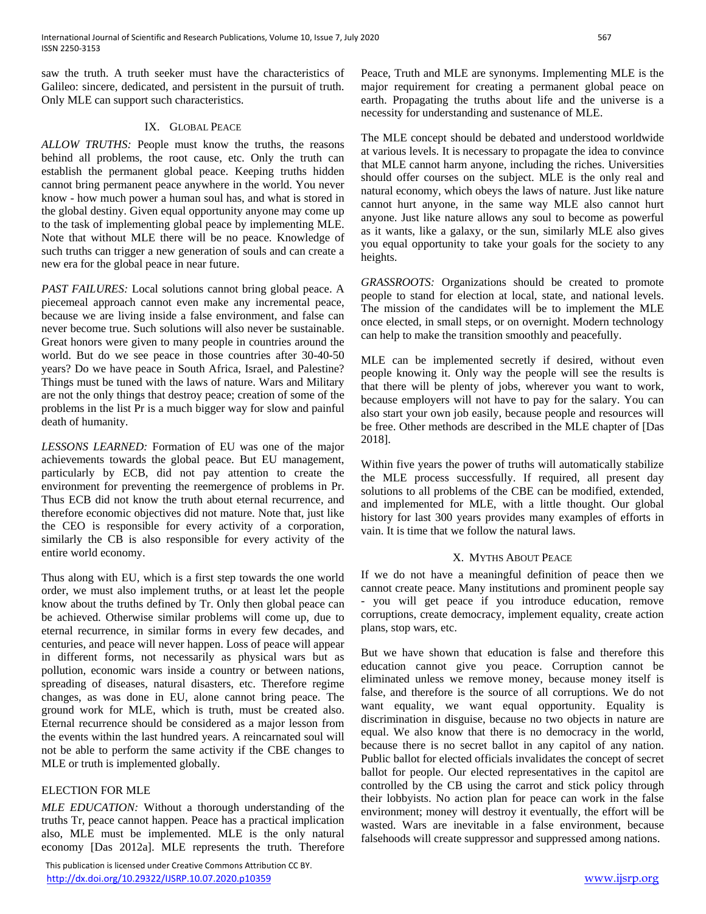saw the truth. A truth seeker must have the characteristics of Galileo: sincere, dedicated, and persistent in the pursuit of truth. Only MLE can support such characteristics.

## IX. Global Peace

*ALLOW TRUTHS:* People must know the truths, the reasons behind all problems, the root cause, etc. Only the truth can establish the permanent global peace. Keeping truths hidden cannot bring permanent peace anywhere in the world. You never know - how much power a human soul has, and what is stored in the global destiny. Given equal opportunity anyone may come up to the task of implementing global peace by implementing MLE. Note that without MLE there will be no peace. Knowledge of such truths can trigger a new generation of souls and can create a new era for the global peace in near future.

*PAST FAILURES:* Local solutions cannot bring global peace. A piecemeal approach cannot even make any incremental peace, because we are living inside a false environment, and false can never become true. Such solutions will also never be sustainable. Great honors were given to many people in countries around the world. But do we see peace in those countries after 30-40-50 years? Do we have peace in South Africa, Israel, and Palestine? Things must be tuned with the laws of nature. Wars and Military are not the only things that destroy peace; creation of some of the problems in the list Pr is a much bigger way for slow and painful death of humanity.

*LESSONS LEARNED:* Formation of EU was one of the major achievements towards the global peace. But EU management, particularly by ECB, did not pay attention to create the environment for preventing the reemergence of problems in Pr. Thus ECB did not know the truth about eternal recurrence, and therefore economic objectives did not mature. Note that, just like the CEO is responsible for every activity of a corporation, similarly the CB is also responsible for every activity of the entire world economy.

Thus along with EU, which is a first step towards the one world order, we must also implement truths, or at least let the people know about the truths defined by Tr. Only then global peace can be achieved. Otherwise similar problems will come up, due to eternal recurrence, in similar forms in every few decades, and centuries, and peace will never happen. Loss of peace will appear in different forms, not necessarily as physical wars but as pollution, economic wars inside a country or between nations, spreading of diseases, natural disasters, etc. Therefore regime changes, as was done in EU, alone cannot bring peace. The ground work for MLE, which is truth, must be created also. Eternal recurrence should be considered as a major lesson from the events within the last hundred years. A reincarnated soul will not be able to perform the same activity if the CBE changes to MLE or truth is implemented globally.

### Election for MLE

*MLE EDUCATION:* Without a thorough understanding of the truths Tr, peace cannot happen. Peace has a practical implication also, MLE must be implemented. MLE is the only natural economy [Das 2012a]. MLE represents the truth. Therefore Peace, Truth and MLE are synonyms. Implementing MLE is the major requirement for creating a permanent global peace on earth. Propagating the truths about life and the universe is a necessity for understanding and sustenance of MLE.

The MLE concept should be debated and understood worldwide at various levels. It is necessary to propagate the idea to convince that MLE cannot harm anyone, including the riches. Universities should offer courses on the subject. MLE is the only real and natural economy, which obeys the laws of nature. Just like nature cannot hurt anyone, in the same way MLE also cannot hurt anyone. Just like nature allows any soul to become as powerful as it wants, like a galaxy, or the sun, similarly MLE also gives you equal opportunity to take your goals for the society to any heights.

*GRASSROOTS:* Organizations should be created to promote people to stand for election at local, state, and national levels. The mission of the candidates will be to implement the MLE once elected, in small steps, or on overnight. Modern technology can help to make the transition smoothly and peacefully.

MLE can be implemented secretly if desired, without even people knowing it. Only way the people will see the results is that there will be plenty of jobs, wherever you want to work, because employers will not have to pay for the salary. You can also start your own job easily, because people and resources will be free. Other methods are described in the MLE chapter of [Das 2018].

Within five years the power of truths will automatically stabilize the MLE process successfully. If required, all present day solutions to all problems of the CBE can be modified, extended, and implemented for MLE, with a little thought. Our global history for last 300 years provides many examples of efforts in vain. It is time that we follow the natural laws.

## X. Myths About Peace

If we do not have a meaningful definition of peace then we cannot create peace. Many institutions and prominent people say - you will get peace if you introduce education, remove corruptions, create democracy, implement equality, create action plans, stop wars, etc.

But we have shown that education is false and therefore this education cannot give you peace. Corruption cannot be eliminated unless we remove money, because money itself is false, and therefore is the source of all corruptions. We do not want equality, we want equal opportunity. Equality is discrimination in disguise, because no two objects in nature are equal. We also know that there is no democracy in the world, because there is no secret ballot in any capitol of any nation. Public ballot for elected officials invalidates the concept of secret ballot for people. Our elected representatives in the capitol are controlled by the CB using the carrot and stick policy through their lobbyists. No action plan for peace can work in the false environment; money will destroy it eventually, the effort will be wasted. Wars are inevitable in a false environment, because falsehoods will create suppressor and suppressed among nations.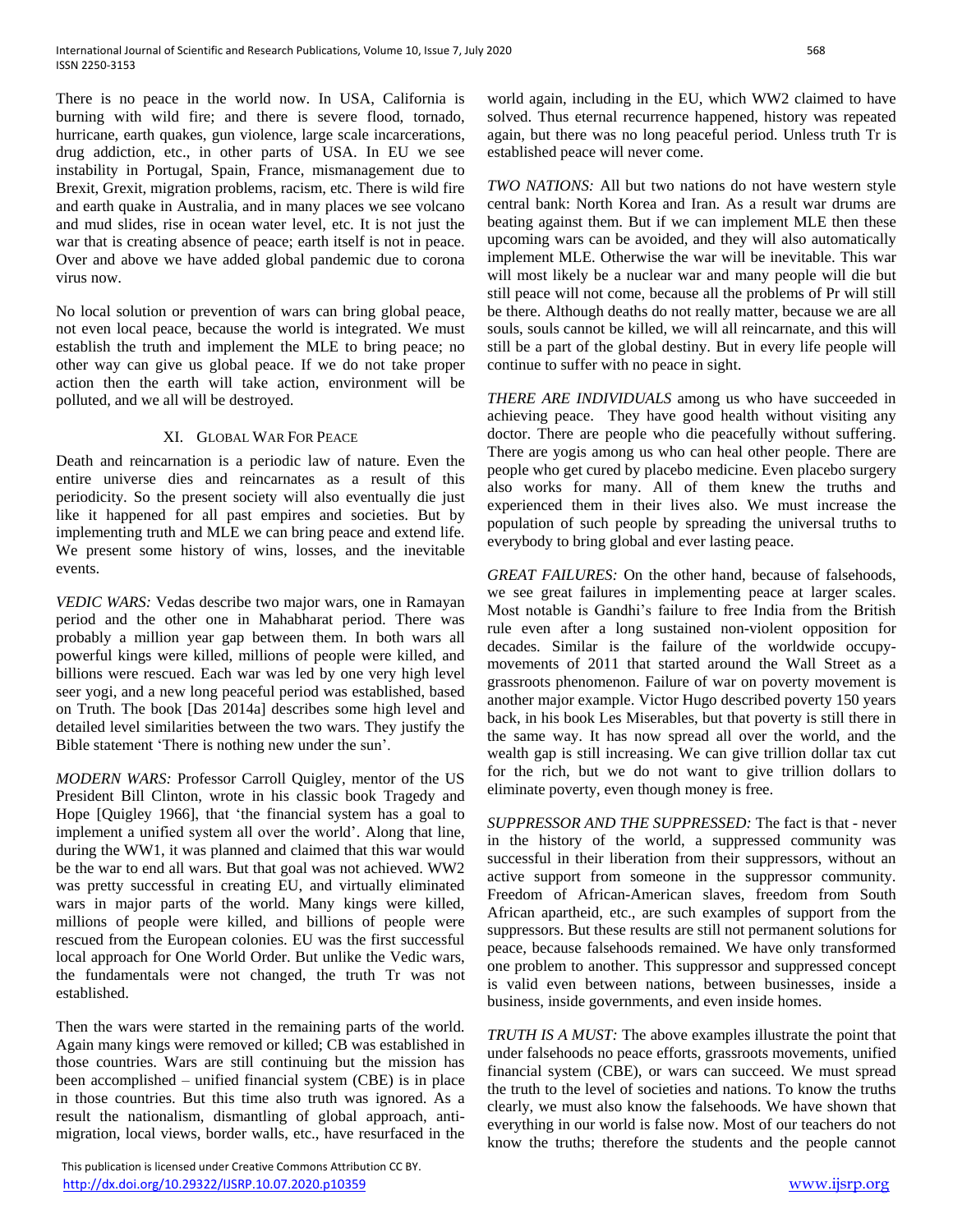There is no peace in the world now. In USA, California is burning with wild fire; and there is severe flood, tornado, hurricane, earth quakes, gun violence, large scale incarcerations, drug addiction, etc., in other parts of USA. In EU we see instability in Portugal, Spain, France, mismanagement due to Brexit, Grexit, migration problems, racism, etc. There is wild fire and earth quake in Australia, and in many places we see volcano and mud slides, rise in ocean water level, etc. It is not just the war that is creating absence of peace; earth itself is not in peace. Over and above we have added global pandemic due to corona virus now.

No local solution or prevention of wars can bring global peace, not even local peace, because the world is integrated. We must establish the truth and implement the MLE to bring peace; no other way can give us global peace. If we do not take proper action then the earth will take action, environment will be polluted, and we all will be destroyed.

## XI. Global War For Peace

Death and reincarnation is a periodic law of nature. Even the entire universe dies and reincarnates as a result of this periodicity. So the present society will also eventually die just like it happened for all past empires and societies. But by implementing truth and MLE we can bring peace and extend life. We present some history of wins, losses, and the inevitable events.

*VEDIC WARS:* Vedas describe two major wars, one in Ramayan period and the other one in Mahabharat period. There was probably a million year gap between them. In both wars all powerful kings were killed, millions of people were killed, and billions were rescued. Each war was led by one very high level seer yogi, and a new long peaceful period was established, based on Truth. The book [Das 2014a] describes some high level and detailed level similarities between the two wars. They justify the Bible statement 'There is nothing new under the sun'.

*MODERN WARS:* Professor Carroll Quigley, mentor of the US President Bill Clinton, wrote in his classic book Tragedy and Hope [Quigley 1966], that 'the financial system has a goal to implement a unified system all over the world'. Along that line, during the WW1, it was planned and claimed that this war would be the war to end all wars. But that goal was not achieved. WW2 was pretty successful in creating EU, and virtually eliminated wars in major parts of the world. Many kings were killed, millions of people were killed, and billions of people were rescued from the European colonies. EU was the first successful local approach for One World Order. But unlike the Vedic wars, the fundamentals were not changed, the truth Tr was not established.

Then the wars were started in the remaining parts of the world. Again many kings were removed or killed; CB was established in those countries. Wars are still continuing but the mission has been accomplished – unified financial system (CBE) is in place in those countries. But this time also truth was ignored. As a result the nationalism, dismantling of global approach, anti-migration, local views, border walls, etc., have resurfaced in the world again, including in the EU, which WW2 claimed to have solved. Thus eternal recurrence happened, history was repeated again, but there was no long peaceful period. Unless truth Tr is established peace will never come.

*TWO NATIONS:* All but two nations do not have western style central bank: North Korea and Iran. As a result war drums are beating against them. But if we can implement MLE then these upcoming wars can be avoided, and they will also automatically implement MLE. Otherwise the war will be inevitable. This war will most likely be a nuclear war and many people will die but still peace will not come, because all the problems of Pr will still be there. Although deaths do not really matter, because we are all souls, souls cannot be killed, we will all reincarnate, and this will still be a part of the global destiny. But in every life people will continue to suffer with no peace in sight.

*THERE ARE INDIVIDUALS* among us who have succeeded in achieving peace. They have good health without visiting any doctor. There are people who die peacefully without suffering. There are yogis among us who can heal other people. There are people who get cured by placebo medicine. Even placebo surgery also works for many. All of them knew the truths and experienced them in their lives also. We must increase the population of such people by spreading the universal truths to everybody to bring global and ever lasting peace.

*GREAT FAILURES:* On the other hand, because of falsehoods, we see great failures in implementing peace at larger scales. Most notable is Gandhi's failure to free India from the British rule even after a long sustained non-violent opposition for decades. Similar is the failure of the worldwide occupy-movements of 2011 that started around the Wall Street as a grassroots phenomenon. Failure of war on poverty movement is another major example. Victor Hugo described poverty 150 years back, in his book Les Miserables, but that poverty is still there in the same way. It has now spread all over the world, and the wealth gap is still increasing. We can give trillion dollar tax cut for the rich, but we do not want to give trillion dollars to eliminate poverty, even though money is free.

*SUPPRESSOR AND THE SUPPRESSED:* The fact is that - never in the history of the world, a suppressed community was successful in their liberation from their suppressors, without an active support from someone in the suppressor community. Freedom of African-American slaves, freedom from South African apartheid, etc., are such examples of support from the suppressors. But these results are still not permanent solutions for peace, because falsehoods remained. We have only transformed one problem to another. This suppressor and suppressed concept is valid even between nations, between businesses, inside a business, inside governments, and even inside homes.

*TRUTH IS A MUST:* The above examples illustrate the point that under falsehoods no peace efforts, grassroots movements, unified financial system (CBE), or wars can succeed. We must spread the truth to the level of societies and nations. To know the truths clearly, we must also know the falsehoods. We have shown that everything in our world is false now. Most of our teachers do not know the truths; therefore the students and the people cannot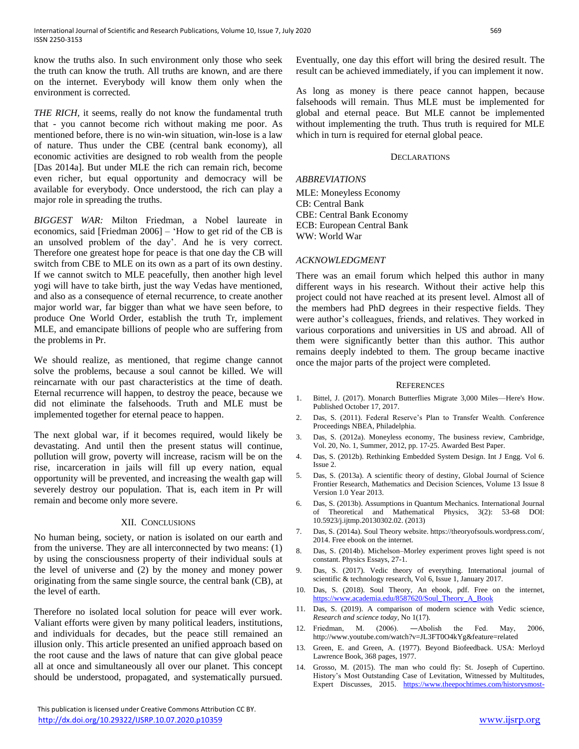know the truths also. In such environment only those who seek the truth can know the truth. All truths are known, and are there on the internet. Everybody will know them only when the environment is corrected.

*THE RICH,* it seems, really do not know the fundamental truth that - you cannot become rich without making me poor. As mentioned before, there is no win-win situation, win-lose is a law of nature. Thus under the CBE (central bank economy), all economic activities are designed to rob wealth from the people [Das 2014a]. But under MLE the rich can remain rich, become even richer, but equal opportunity and democracy will be available for everybody. Once understood, the rich can play a major role in spreading the truths.

*BIGGEST WAR:* Milton Friedman, a Nobel laureate in economics, said [Friedman 2006] – 'How to get rid of the CB is an unsolved problem of the day'. And he is very correct. Therefore one greatest hope for peace is that one day the CB will switch from CBE to MLE on its own as a part of its own destiny. If we cannot switch to MLE peacefully, then another high level yogi will have to take birth, just the way Vedas have mentioned, and also as a consequence of eternal recurrence, to create another major world war, far bigger than what we have seen before, to produce One World Order, establish the truth Tr, implement MLE, and emancipate billions of people who are suffering from the problems in Pr.

We should realize, as mentioned, that regime change cannot solve the problems, because a soul cannot be killed. We will reincarnate with our past characteristics at the time of death. Eternal recurrence will happen, to destroy the peace, because we did not eliminate the falsehoods. Truth and MLE must be implemented together for eternal peace to happen.

The next global war, if it becomes required, would likely be devastating. And until then the present status will continue, pollution will grow, poverty will increase, racism will be on the rise, incarceration in jails will fill up every nation, equal opportunity will be prevented, and increasing the wealth gap will severely destroy our population. That is, each item in Pr will remain and become only more severe.

## XII. Conclusions

No human being, society, or nation is isolated on our earth and from the universe. They are all interconnected by two means: (1) by using the consciousness property of their individual souls at the level of universe and (2) by the money and money power originating from the same single source, the central bank (CB), at the level of earth.

Therefore no isolated local solution for peace will ever work. Valiant efforts were given by many political leaders, institutions, and individuals for decades, but the peace still remained an illusion only. This article presented an unified approach based on the root cause and the laws of nature that can give global peace all at once and simultaneously all over our planet. This concept should be understood, propagated, and systematically pursued. Eventually, one day this effort will bring the desired result. The result can be achieved immediately, if you can implement it now.

As long as money is there peace cannot happen, because falsehoods will remain. Thus MLE must be implemented for global and eternal peace. But MLE cannot be implemented without implementing the truth. Thus truth is required for MLE which in turn is required for eternal global peace.

## Declarations

*ABBREVIATIONS*

MLE: Moneyless Economy
CB: Central Bank
CBE: Central Bank Economy
ECB: European Central Bank
WW: World War

*ACKNOWLEDGMENT*

There was an email forum which helped this author in many different ways in his research. Without their active help this project could not have reached at its present level. Almost all of the members had PhD degrees in their respective fields. They were author's colleagues, friends, and relatives. They worked in various corporations and universities in US and abroad. All of them were significantly better than this author. This author remains deeply indebted to them. The group became inactive once the major parts of the project were completed.

## References

1. Bittel, J. (2017). Monarch Butterflies Migrate 3,000 Miles—Here's How. Published October 17, 2017.
2. Das, S. (2011). Federal Reserve's Plan to Transfer Wealth. Conference Proceedings NBEA, Philadelphia.
3. Das, S. (2012a). Moneyless economy, The business review, Cambridge, Vol. 20, No. 1, Summer, 2012, pp. 17-25. Awarded Best Paper.
4. Das, S. (2012b). Rethinking Embedded System Design. Int J Engg. Vol 6. Issue 2.
5. Das, S. (2013a). A scientific theory of destiny, Global Journal of Science Frontier Research, Mathematics and Decision Sciences, Volume 13 Issue 8 Version 1.0 Year 2013.
6. Das, S. (2013b). Assumptions in Quantum Mechanics. International Journal of Theoretical and Mathematical Physics, 3(2): 53-68 DOI: 10.5923/j.ijtmp.20130302.02. (2013)
7. Das, S. (2014a). Soul Theory website. https://theoryofsouls.wordpress.com/, 2014. Free ebook on the internet.
8. Das, S. (2014b). Michelson–Morley experiment proves light speed is not constant. Physics Essays, 27-1.
9. Das, S. (2017). Vedic theory of everything. International journal of scientific & technology research, Vol 6, Issue 1, January 2017.
10. Das, S. (2018). Soul Theory, An ebook, pdf. Free on the internet, https://www.academia.edu/8587620/Soul_Theory_A_Book
11. Das, S. (2019). A comparison of modern science with Vedic science, *Research and science today*, No 1(17).
12. Friedman, M. (2006). ―Abolish the Fed. May, 2006, http://www.youtube.com/watch?v=JL3FT0O4kYg&feature=related
13. Green, E. and Green, A. (1977). Beyond Biofeedback. USA: Merloyd Lawrence Book, 368 pages, 1977.
14. Grosso, M. (2015). The man who could fly: St. Joseph of Cupertino. History's Most Outstanding Case of Levitation, Witnessed by Multitudes, Expert Discusses, 2015. https://www.theepochtimes.com/historysmost-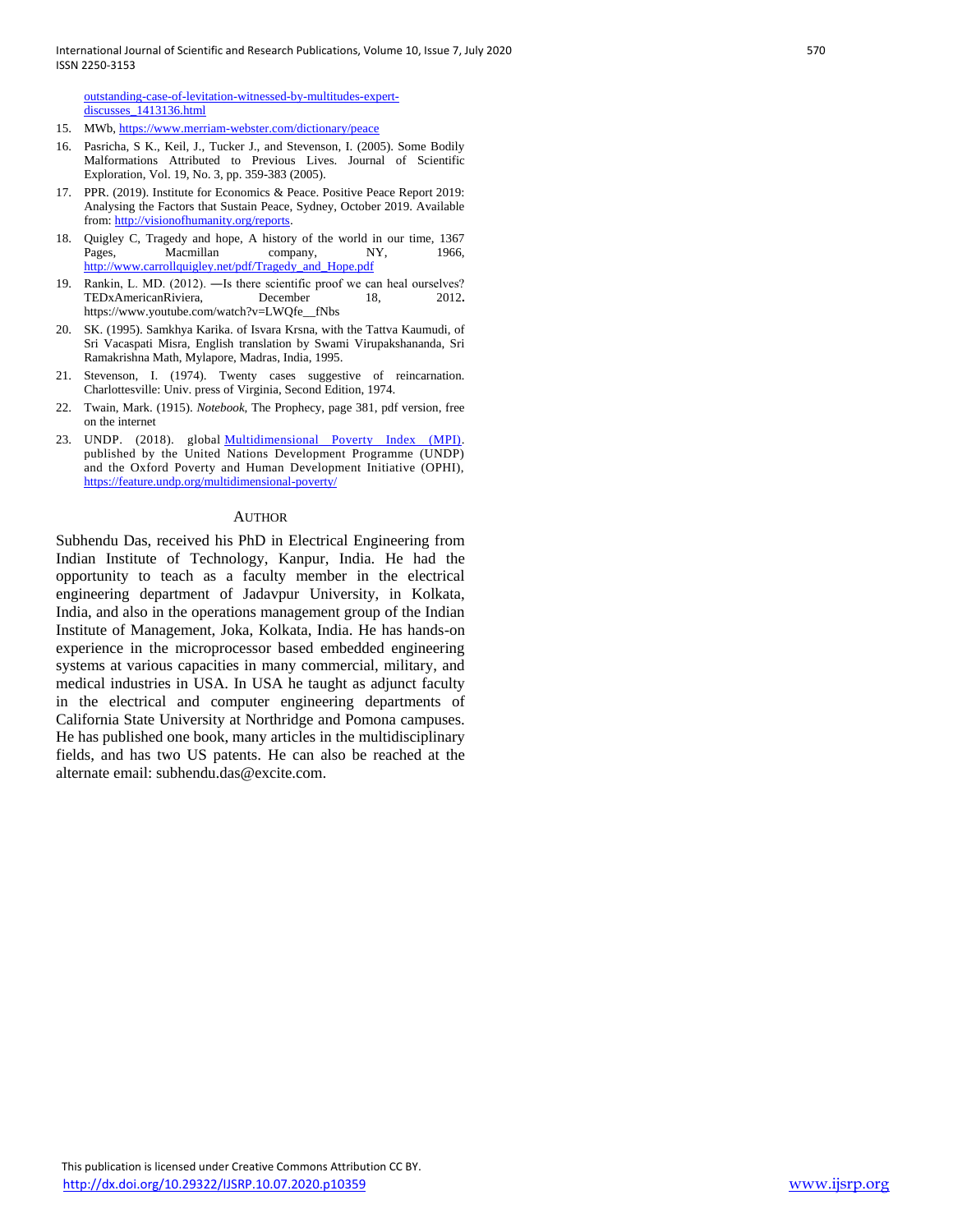outstanding-case-of-levitation-witnessed-by-multitudes-expert-discusses_1413136.html

15. MWb, https://www.merriam-webster.com/dictionary/peace
16. Pasricha, S K., Keil, J., Tucker J., and Stevenson, I. (2005). Some Bodily Malformations Attributed to Previous Lives. Journal of Scientific Exploration, Vol. 19, No. 3, pp. 359-383 (2005).
17. PPR. (2019). Institute for Economics & Peace. Positive Peace Report 2019: Analysing the Factors that Sustain Peace, Sydney, October 2019. Available from: http://visionofhumanity.org/reports.
18. Quigley C, Tragedy and hope, A history of the world in our time, 1367 Pages, Macmillan company, NY, 1966, http://www.carrollquigley.net/pdf/Tragedy_and_Hope.pdf
19. Rankin, L. MD. (2012). ―Is there scientific proof we can heal ourselves? TEDxAmericanRiviera, December 18, 2012. https://www.youtube.com/watch?v=LWQfe__fNbs
20. SK. (1995). Samkhya Karika. of Isvara Krsna, with the Tattva Kaumudi, of Sri Vacaspati Misra, English translation by Swami Virupakshananda, Sri Ramakrishna Math, Mylapore, Madras, India, 1995.
21. Stevenson, I. (1974). Twenty cases suggestive of reincarnation. Charlottesville: Univ. press of Virginia, Second Edition, 1974.
22. Twain, Mark. (1915). *Notebook*, The Prophecy, page 381, pdf version, free on the internet
23. UNDP. (2018). global Multidimensional Poverty Index (MPI). published by the United Nations Development Programme (UNDP) and the Oxford Poverty and Human Development Initiative (OPHI), https://feature.undp.org/multidimensional-poverty/

## AUTHOR

Subhendu Das, received his PhD in Electrical Engineering from Indian Institute of Technology, Kanpur, India. He had the opportunity to teach as a faculty member in the electrical engineering department of Jadavpur University, in Kolkata, India, and also in the operations management group of the Indian Institute of Management, Joka, Kolkata, India. He has hands-on experience in the microprocessor based embedded engineering systems at various capacities in many commercial, military, and medical industries in USA. In USA he taught as adjunct faculty in the electrical and computer engineering departments of California State University at Northridge and Pomona campuses. He has published one book, many articles in the multidisciplinary fields, and has two US patents. He can also be reached at the alternate email: subhendu.das@excite.com.